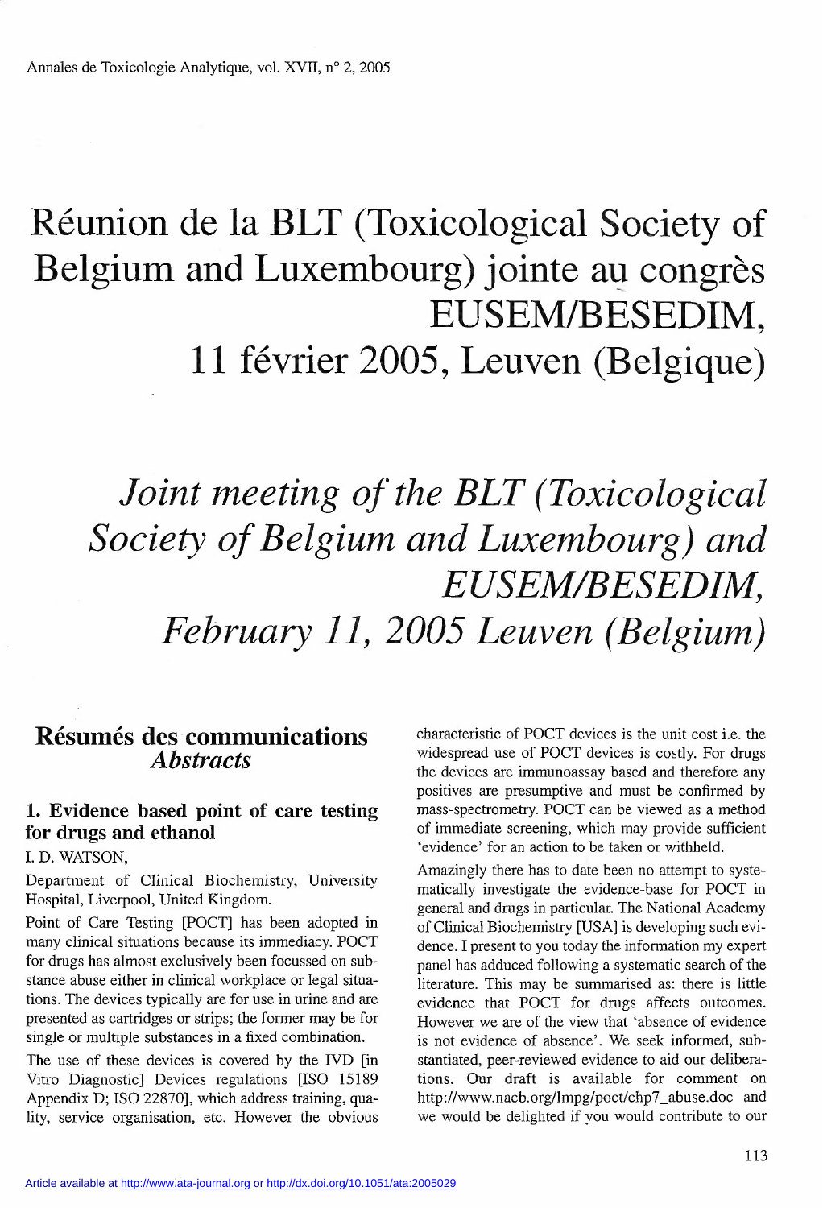# Réunion de la BLT (Toxicological Society of Belgium and Luxembourg) jointe au congrès EUSEM/BESEDIM, 11 février 2005, Leuven (Belgique)

# *Joint meeting of the BLT (Toxicological Society of Belgium and Luxembourg) and EUSEM/BESEDIM, February 11, 2005 Leuven (Belgium)*

## Résumés des communications *Abstracts*

### 1. Evidence based point of care testing for drugs and ethanol

I. D. WATSON,

Department of Clinical Biochemistry, University Hospital, Liverpool, United Kingdom.

Point of Care Testing [POCT] has been adopted in many clinical situations because its immediacy. POCT for drugs has almost exclusively been focussed on substance abuse either in clinical workplace or legal situations. The devices typically are for use in urine and are presented as cartridges or strips; the former may be for single or multiple substances in a fixed combination.

The use of these devices is covered by the IVD [in Vitro Diagnostic] Devices regulations [ISO 15189 Appendix D; ISO 22870], which address training, quality, service organisation, etc. However the obvious characteristic of POCT devices is the unit cost i.e. the widespread use of POCT devices is costly. For drugs the devices are immunoassay based and therefore any positives are presumptive and must be confirmed by mass-spectrometry. POCT can be viewed as a method of immediate screening, which may provide sufficient 'evidence' for an action to be taken or withheld.

Amazingly there has to date been no attempt to systematically investigate the evidence-base for POCT in general and drugs in particular. The National Academy of Clinical Biochemistry [USA] is developing such evidence. I present to you today the information my expert panel has adduced following a systematic search of the literature. This may be summarised as: there is little evidence that POCT for drugs affects outcomes. However we are of the view that 'absence of evidence is not evidence of absence'. We seek informed, substantiated, peer-reviewed evidence to aid our deliberations. Our draft is available for comment on http://www.nacb.org/lmpg/poct/chp7_abuse.doc and we would be delighted if you would contribute to our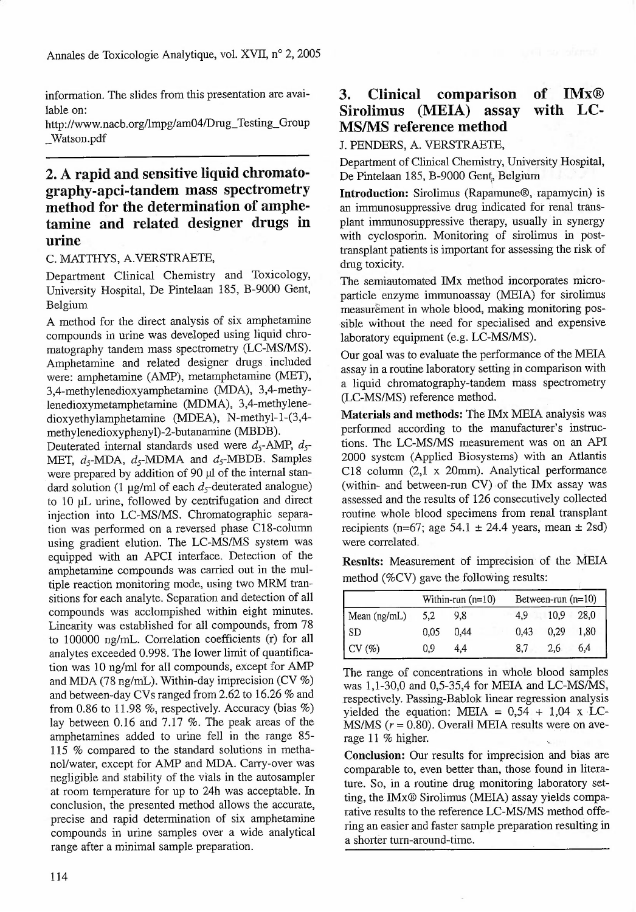information. The slides from this presentation are available on:
http://www.nacb.org/lmpg/am04/Drug_Testing_Group_Watson.pdf

## 2. A rapid and sensitive liquid chromatography-apci-tandem mass spectrometry method for the determination of amphetamine and related designer drugs in urine

C. MATTHYS, A.VERSTRAETE,

Department Clinical Chemistry and Toxicology, University Hospital, De Pintelaan 185, B-9000 Gent, Belgium

A method for the direct analysis of six amphetamine compounds in urine was developed using liquid chromatography tandem mass spectrometry (LC-MS/MS). Amphetamine and related designer drugs included were: amphetamine (AMP), metamphetamine (MET), 3,4-methylenedioxyamphetamine (MDA), 3,4-methylenedioxymetamphetamine (MDMA), 3,4-methylenedioxyethylamphetamine (MDEA), N-methyl-1-(3,4-methylenedioxyphenyl)-2-butanamine (MBDB).

Deuterated internal standards used were $d_5$-AMP, $d_5$-MET, $d_5$-MDA, $d_5$-MDMA and $d_5$-MBDB. Samples were prepared by addition of 90 µl of the internal standard solution (1 µg/ml of each $d_5$-deuterated analogue) to 10 µL urine, followed by centrifugation and direct injection into LC-MS/MS. Chromatographic separation was performed on a reversed phase C18-column using gradient elution. The LC-MS/MS system was equipped with an APCI interface. Detection of the amphetamine compounds was carried out in the multiple reaction monitoring mode, using two MRM transitions for each analyte. Separation and detection of all compounds was acclompished within eight minutes. Linearity was established for all compounds, from 78 to 100000 ng/mL. Correlation coefficients (r) for all analytes exceeded 0.998. The lower limit of quantification was 10 ng/ml for all compounds, except for AMP and MDA (78 ng/mL). Within-day imprecision (CV %) and between-day CVs ranged from 2.62 to 16.26 % and from 0.86 to 11.98 %, respectively. Accuracy (bias %) lay between 0.16 and 7.17 %. The peak areas of the amphetamines added to urine fell in the range 85-115 % compared to the standard solutions in methanol/water, except for AMP and MDA. Carry-over was negligible and stability of the vials in the autosampler at room temperature for up to 24h was acceptable. In conclusion, the presented method allows the accurate, precise and rapid determination of six amphetamine compounds in urine samples over a wide analytical range after a minimal sample preparation.

## 3. Clinical comparison of IMx® Sirolimus (MEIA) assay with LC-MS/MS reference method

J. PENDERS, A. VERSTRAETE,

Department of Clinical Chemistry, University Hospital, De Pintelaan 185, B-9000 Gent, Belgium

**Introduction:** Sirolimus (Rapamune®, rapamycin) is an immunosuppressive drug indicated for renal transplant immunosuppressive therapy, usually in synergy with cyclosporin. Monitoring of sirolimus in post-transplant patients is important for assessing the risk of drug toxicity.

The semiautomated IMx method incorporates microparticle enzyme immunoassay (MEIA) for sirolimus measurement in whole blood, making monitoring possible without the need for specialised and expensive laboratory equipment (e.g. LC-MS/MS).

Our goal was to evaluate the performance of the MEIA assay in a routine laboratory setting in comparison with a liquid chromatography-tandem mass spectrometry (LC-MS/MS) reference method.

**Materials and methods:** The IMx MEIA analysis was performed according to the manufacturer's instructions. The LC-MS/MS measurement was on an API 2000 system (Applied Biosystems) with an Atlantis C18 column (2,1 x 20mm). Analytical performance (within- and between-run CV) of the IMx assay was assessed and the results of 126 consecutively collected routine whole blood specimens from renal transplant recipients (n=67; age 54.1 ± 24.4 years, mean ± 2sd) were correlated.

**Results:** Measurement of imprecision of the MEIA method (%CV) gave the following results:

| | Within-run (n=10) | | Between-run (n=10) | | |
|---|---|---|---|---|---|
| Mean (ng/mL) | 5,2 | 9,8 | 4,9 | 10,9 | 28,0 |
| SD | 0,05 | 0,44 | 0,43 | 0,29 | 1,80 |
| CV (%) | 0,9 | 4,4 | 8,7 | 2,6 | 6,4 |

The range of concentrations in whole blood samples was 1,1-30,0 and 0,5-35,4 for MEIA and LC-MS/MS, respectively. Passing-Bablok linear regression analysis yielded the equation: MEIA = 0,54 + 1,04 x LC-MS/MS ($r$ = 0.80). Overall MEIA results were on average 11 % higher.

**Conclusion:** Our results for imprecision and bias are comparable to, even better than, those found in literature. So, in a routine drug monitoring laboratory setting, the IMx® Sirolimus (MEIA) assay yields comparative results to the reference LC-MS/MS method offering an easier and faster sample preparation resulting in a shorter turn-around-time.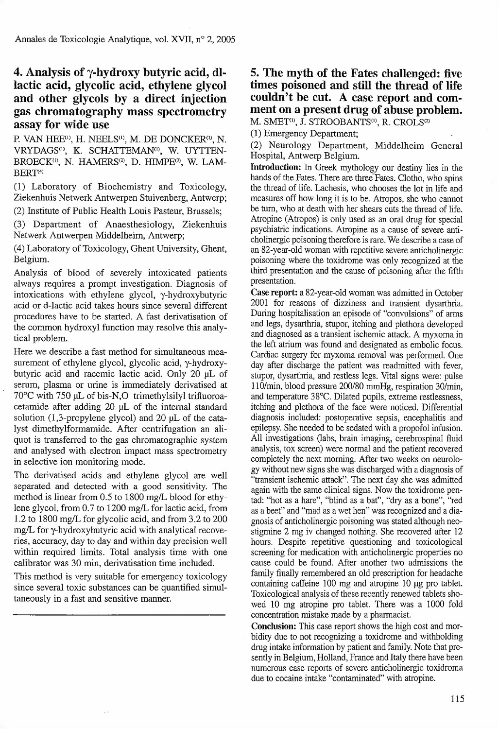## 4. Analysis of γ-hydroxy butyric acid, dl-lactic acid, glycolic acid, ethylene glycol and other glycols by a direct injection gas chromatography mass spectrometry assay for wide use

P. VAN HEE[1], H. NEELS[1], M. DE DONCKER[1], N. VRYDAGS[1], K. SCHATTEMAN[1], W. UYTTENBROECK[1], N. HAMERS[2], D. HIMPE[3], W. LAMBERT[4]

(1) Laboratory of Biochemistry and Toxicology, Ziekenhuis Netwerk Antwerpen Stuivenberg, Antwerp;

(2) Institute of Public Health Louis Pasteur, Brussels;

(3) Department of Anaesthesiology, Ziekenhuis Netwerk Antwerpen Middelheim, Antwerp;

(4) Laboratory of Toxicology, Ghent University, Ghent, Belgium.

Analysis of blood of severely intoxicated patients always requires a prompt investigation. Diagnosis of intoxications with ethylene glycol, γ-hydroxybutyric acid or d-lactic acid takes hours since several different procedures have to be started. A fast derivatisation of the common hydroxyl function may resolve this analytical problem.

Here we describe a fast method for simultaneous measurement of ethylene glycol, glycolic acid, γ-hydroxybutyric acid and racemic lactic acid. Only 20 µL of serum, plasma or urine is immediately derivatised at 70°C with 750 µL of bis-N,O trimethylsilyl trifluoroacetamide after adding 20 µL of the internal standard solution (1,3-propylene glycol) and 20 µL of the catalyst dimethylformamide. After centrifugation an aliquot is transferred to the gas chromatographic system and analysed with electron impact mass spectrometry in selective ion monitoring mode.

The derivatised acids and ethylene glycol are well separated and detected with a good sensitivity. The method is linear from 0.5 to 1800 mg/L blood for ethylene glycol, from 0.7 to 1200 mg/L for lactic acid, from 1.2 to 1800 mg/L for glycolic acid, and from 3.2 to 200 mg/L for γ-hydroxybutyric acid with analytical recoveries, accuracy, day to day and within day precision well within required limits. Total analysis time with one calibrator was 30 min, derivatisation time included.

This method is very suitable for emergency toxicology since several toxic substances can be quantified simultaneously in a fast and sensitive manner.

## 5. The myth of the Fates challenged: five times poisoned and still the thread of life couldn't be cut. A case report and comment on a present drug of abuse problem.

M. SMET[1], J. STROOBANTS[1], R. CROLS[2]

(1) Emergency Department;

(2) Neurology Department, Middelheim General Hospital, Antwerp Belgium.

**Introduction:** In Greek mythology our destiny lies in the hands of the Fates. There are three Fates. Clotho, who spins the thread of life. Lachesis, who chooses the lot in life and measures off how long it is to be. Atropos, she who cannot be turn, who at death with her shears cuts the thread of life. Atropine (Atropos) is only used as an oral drug for special psychiatric indications. Atropine as a cause of severe anticholinergic poisoning therefore is rare. We describe a case of an 82-year-old woman with repetitive severe anticholinergic poisoning where the toxidrome was only recognized at the third presentation and the cause of poisoning after the fifth presentation.

**Case report:** a 82-year-old woman was admitted in October 2001 for reasons of dizziness and transient dysarthria. During hospitalisation an episode of "convulsions" of arms and legs, dysarthria, stupor, itching and plethora developed and diagnosed as a transient ischemic attack. A myxoma in the left atrium was found and designated as embolic focus. Cardiac surgery for myxoma removal was performed. One day after discharge the patient was readmitted with fever, stupor, dysarthria, and restless legs. Vital signs were: pulse 110/min, blood pressure 200/80 mmHg, respiration 30/min, and temperature 38°C. Dilated pupils, extreme restlessness, itching and plethora of the face were noticed. Differential diagnosis included: postoperative sepsis, encephalitis and epilepsy. She needed to be sedated with a propofol infusion. All investigations (labs, brain imaging, cerebrospinal fluid analysis, tox screen) were normal and the patient recovered completely the next morning. After two weeks on neurology without new signs she was discharged with a diagnosis of "transient ischemic attack". The next day she was admitted again with the same clinical signs. Now the toxidrome pentad: "hot as a hare", "blind as a bat", "dry as a bone", "red as a beet" and "mad as a wet hen" was recognized and a diagnosis of anticholinergic poisoning was stated although neostigmine 2 mg iv changed nothing. She recovered after 12 hours. Despite repetitive questioning and toxicological screening for medication with anticholinergic properties no cause could be found. After another two admissions the family finally remembered an old prescription for headache containing caffeine 100 mg and atropine 10 µg pro tablet. Toxicological analysis of these recently renewed tablets showed 10 mg atropine pro tablet. There was a 1000 fold concentration mistake made by a pharmacist.

**Conclusion:** This case report shows the high cost and morbidity due to not recognizing a toxidrome and withholding drug intake information by patient and family. Note that presently in Belgium, Holland, France and Italy there have been numerous case reports of severe anticholinergic toxidroma due to cocaine intake "contaminated" with atropine.